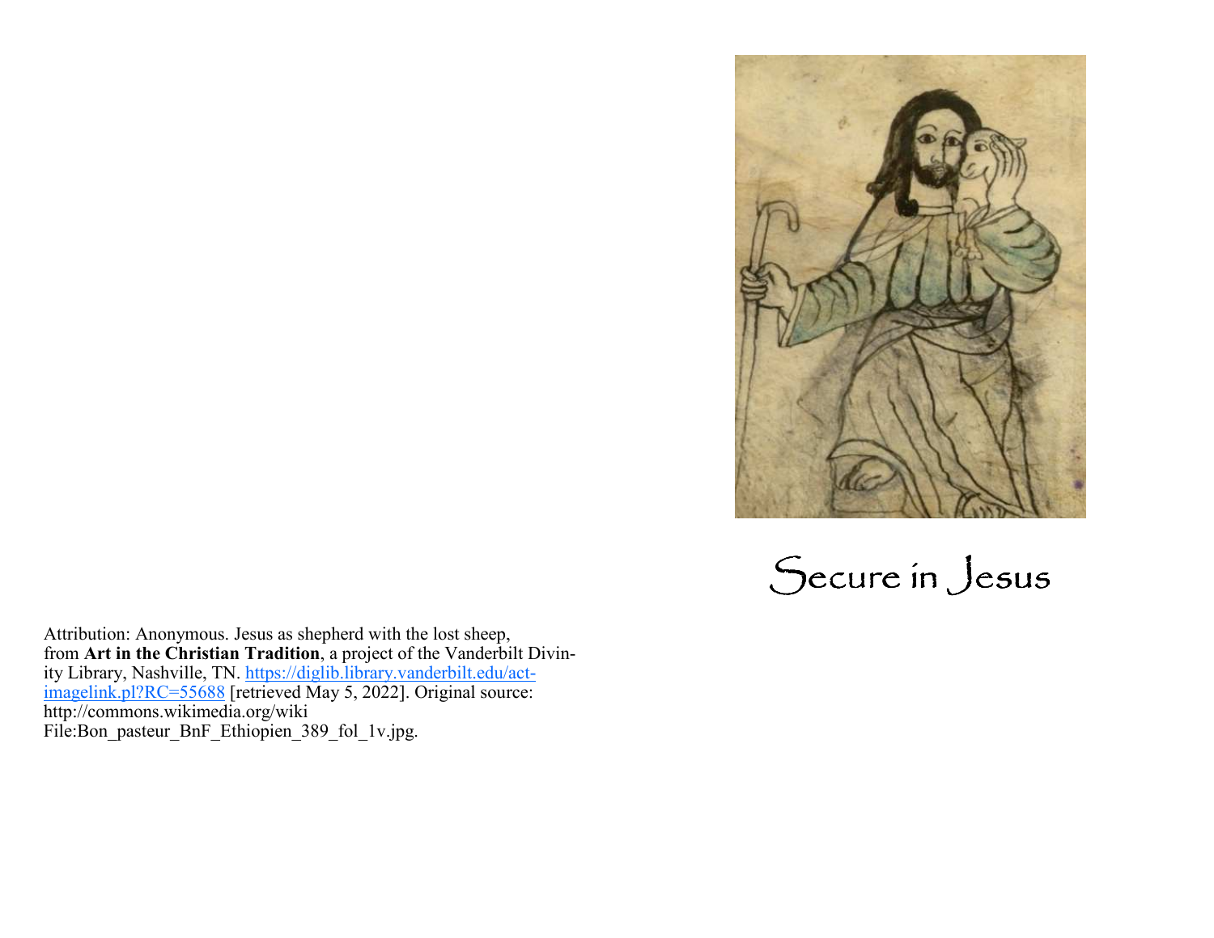# Secure in Jesus

Attribution: Anonymous. Jesus as shepherd with the lost sheep, from **Art in the Christian Tradition**, a project of the Vanderbilt Divinity Library, Nashville, TN. https://diglib.library.vanderbilt.edu/act-imagelink.pl?RC=55688 [retrieved May 5, 2022]. Original source: http://commons.wikimedia.org/wiki File:Bon_pasteur_BnF_Ethiopien_389_fol_1v.jpg.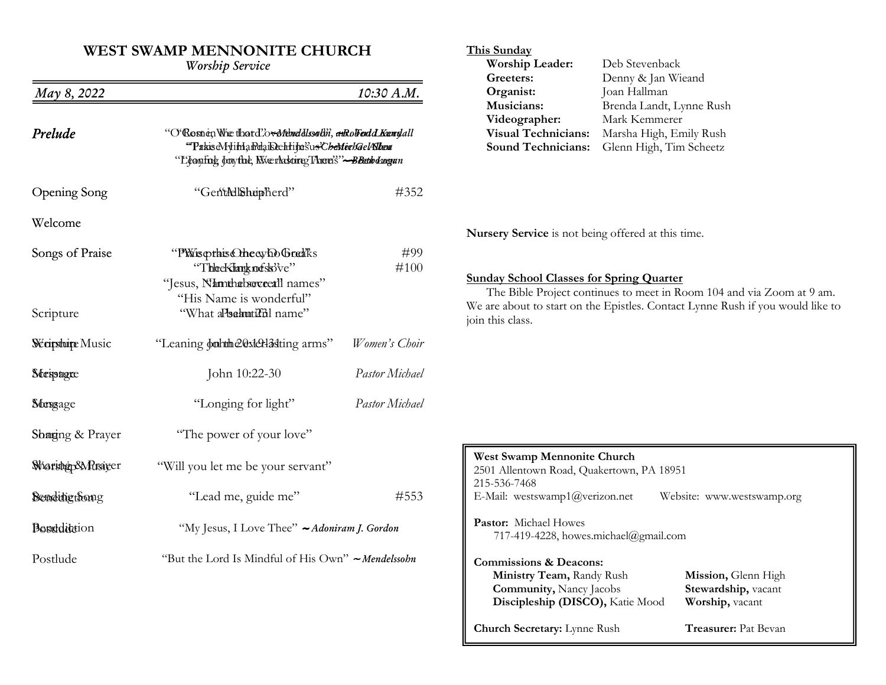# WEST SWAMP MENNONITE CHURCH

*Worship Service*

*May 8, 2022* — *10:30 A.M.*

| | | |
|---|---|---|
| ***Prelude*** | "O Rest in the Lord" ~ *Mendelssohn, arr. Todd Kendall* | |
| | "Praise Him, Praise Him" ~ *Chester Allen* | |
| | "Leaning on the Everlasting Arms" ~ *B. Bebo* | |
| Opening Song | "Gentle Shepherd" | #352 |
| Welcome | | |
| Songs of Praise | "Praise the One who breaks the darkness" | #99 |
| | "The King of love" | #100 |
| | "Jesus, Name above all names" | |
| | "His Name is wonderful" | |
| | "What a beautiful name" | |
| Scripture | Psalm 23 | |
| Worship Music | "Leaning on the everlasting arms" | *Women's Choir* |
| Scripture | John 10:22-30 | *Pastor Michael* |
| Message | "Longing for light" | *Pastor Michael* |
| Song | "The power of your love" | |
| Sharing & Prayer | "Will you let me be your servant" | |
| Sending Song | "Lead me, guide me" | #553 |
| Benediction | "My Jesus, I Love Thee" ~ ***Adoniram J. Gordon*** | |
| Postlude | "But the Lord Is Mindful of His Own" ~ ***Mendelssohn*** | |

**This Sunday**

| | |
|---|---|
| **Worship Leader:** | Deb Stevenback |
| **Greeters:** | Denny & Jan Wieand |
| **Organist:** | Joan Hallman |
| **Musicians:** | Brenda Landt, Lynne Rush |
| **Videographer:** | Mark Kemmerer |
| **Visual Technicians:** | Marsha High, Emily Rush |
| **Sound Technicians:** | Glenn High, Tim Scheetz |

**Nursery Service** is not being offered at this time.

**Sunday School Classes for Spring Quarter**

The Bible Project continues to meet in Room 104 and via Zoom at 9 am. We are about to start on the Epistles. Contact Lynne Rush if you would like to join this class.

**West Swamp Mennonite Church**
2501 Allentown Road, Quakertown, PA 18951
215-536-7468
E-Mail: westswamp1@verizon.net Website: www.westswamp.org

**Pastor:** Michael Howes
717-419-4228, howes.michael@gmail.com

**Commissions & Deacons:**

| | |
|---|---|
| **Ministry Team,** Randy Rush | **Mission,** Glenn High |
| **Community,** Nancy Jacobs | **Stewardship,** vacant |
| **Discipleship (DISCO),** Katie Mood | **Worship,** vacant |

**Church Secretary:** Lynne Rush **Treasurer:** Pat Bevan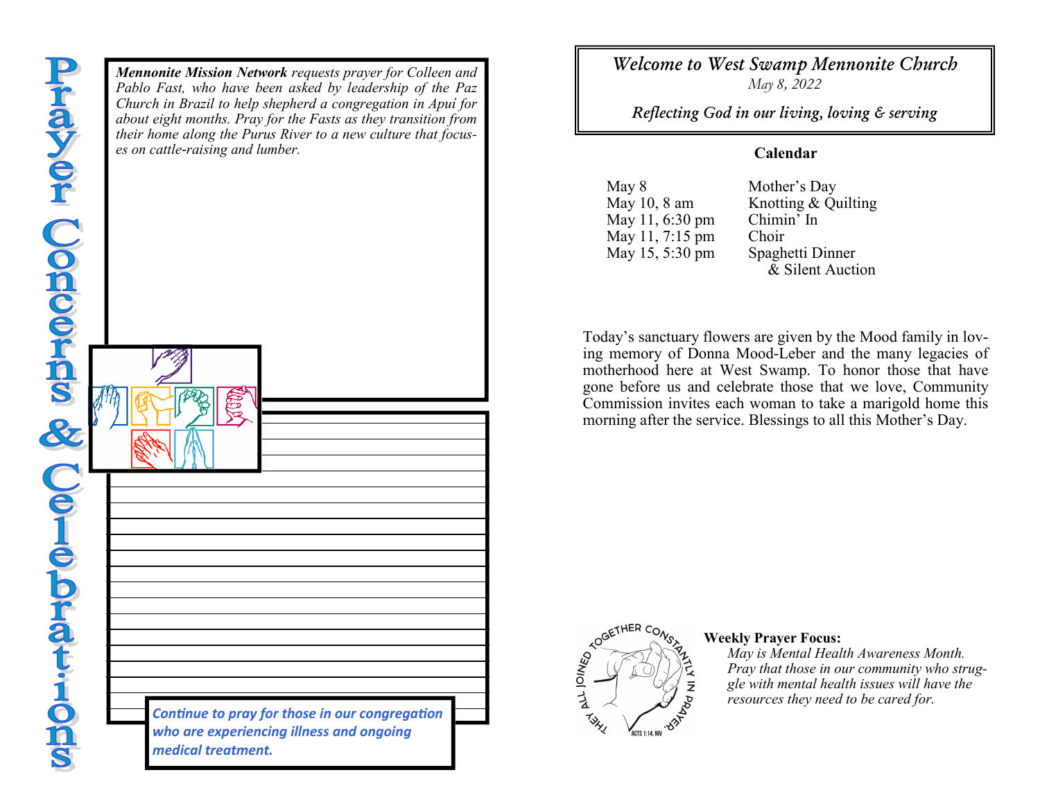# Prayer Concerns & Celebrations

***Mennonite Mission Network** requests prayer for Colleen and Pablo Fast, who have been asked by leadership of the Paz Church in Brazil to help shepherd a congregation in Apuí for about eight months. Pray for the Fasts as they transition from their home along the Purus River to a new culture that focuses on cattle-raising and lumber.*

***Continue to pray for those in our congregation who are experiencing illness and ongoing medical treatment.***

## *Welcome to West Swamp Mennonite Church*

*May 8, 2022*

*Reflecting God in our living, loving & serving*

### Calendar

| | |
|---|---|
| May 8 | Mother's Day |
| May 10, 8 am | Knotting & Quilting |
| May 11, 6:30 pm | Chimin' In |
| May 11, 7:15 pm | Choir |
| May 15, 5:30 pm | Spaghetti Dinner & Silent Auction |

Today's sanctuary flowers are given by the Mood family in loving memory of Donna Mood-Leber and the many legacies of motherhood here at West Swamp. To honor those that have gone before us and celebrate those that we love, Community Commission invites each woman to take a marigold home this morning after the service. Blessings to all this Mother's Day.

THEY ALL JOINED TOGETHER CONSTANTLY IN PRAYER. ACTS 1:14, NIV

**Weekly Prayer Focus:**

*May is Mental Health Awareness Month. Pray that those in our community who struggle with mental health issues will have the resources they need to be cared for.*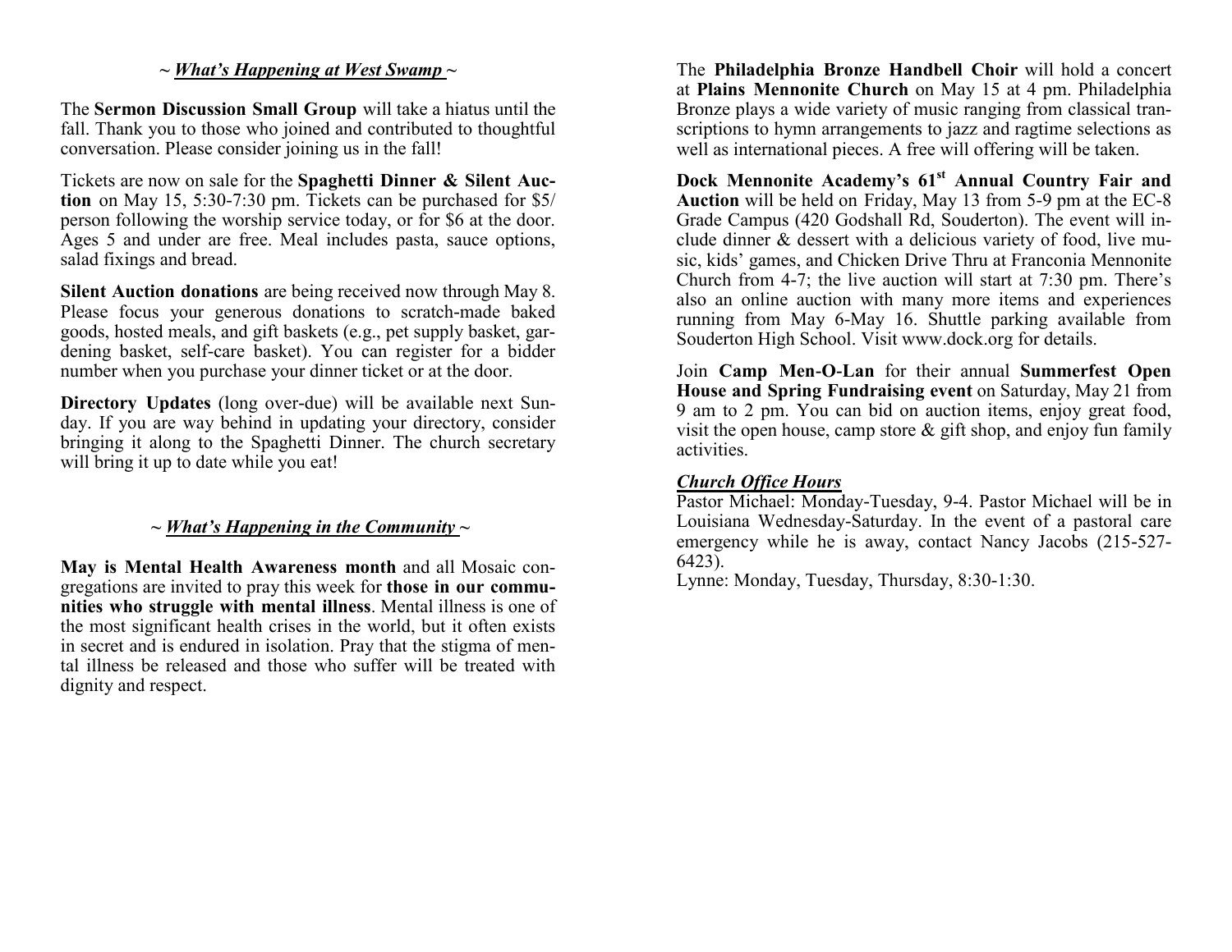## ~ *What's Happening at West Swamp* ~

The **Sermon Discussion Small Group** will take a hiatus until the fall. Thank you to those who joined and contributed to thoughtful conversation. Please consider joining us in the fall!

Tickets are now on sale for the **Spaghetti Dinner & Silent Auction** on May 15, 5:30-7:30 pm. Tickets can be purchased for $5/ person following the worship service today, or for $6 at the door. Ages 5 and under are free. Meal includes pasta, sauce options, salad fixings and bread.

**Silent Auction donations** are being received now through May 8. Please focus your generous donations to scratch-made baked goods, hosted meals, and gift baskets (e.g., pet supply basket, gardening basket, self-care basket). You can register for a bidder number when you purchase your dinner ticket or at the door.

**Directory Updates** (long over-due) will be available next Sunday. If you are way behind in updating your directory, consider bringing it along to the Spaghetti Dinner. The church secretary will bring it up to date while you eat!

## ~ *What's Happening in the Community* ~

**May is Mental Health Awareness month** and all Mosaic congregations are invited to pray this week for **those in our communities who struggle with mental illness**. Mental illness is one of the most significant health crises in the world, but it often exists in secret and is endured in isolation. Pray that the stigma of mental illness be released and those who suffer will be treated with dignity and respect.

The **Philadelphia Bronze Handbell Choir** will hold a concert at **Plains Mennonite Church** on May 15 at 4 pm. Philadelphia Bronze plays a wide variety of music ranging from classical transcriptions to hymn arrangements to jazz and ragtime selections as well as international pieces. A free will offering will be taken.

**Dock Mennonite Academy's 61st Annual Country Fair and Auction** will be held on Friday, May 13 from 5-9 pm at the EC-8 Grade Campus (420 Godshall Rd, Souderton). The event will include dinner & dessert with a delicious variety of food, live music, kids' games, and Chicken Drive Thru at Franconia Mennonite Church from 4-7; the live auction will start at 7:30 pm. There's also an online auction with many more items and experiences running from May 6-May 16. Shuttle parking available from Souderton High School. Visit www.dock.org for details.

Join **Camp Men-O-Lan** for their annual **Summerfest Open House and Spring Fundraising event** on Saturday, May 21 from 9 am to 2 pm. You can bid on auction items, enjoy great food, visit the open house, camp store & gift shop, and enjoy fun family activities.

### *Church Office Hours*

Pastor Michael: Monday-Tuesday, 9-4. Pastor Michael will be in Louisiana Wednesday-Saturday. In the event of a pastoral care emergency while he is away, contact Nancy Jacobs (215-527-6423).

Lynne: Monday, Tuesday, Thursday, 8:30-1:30.